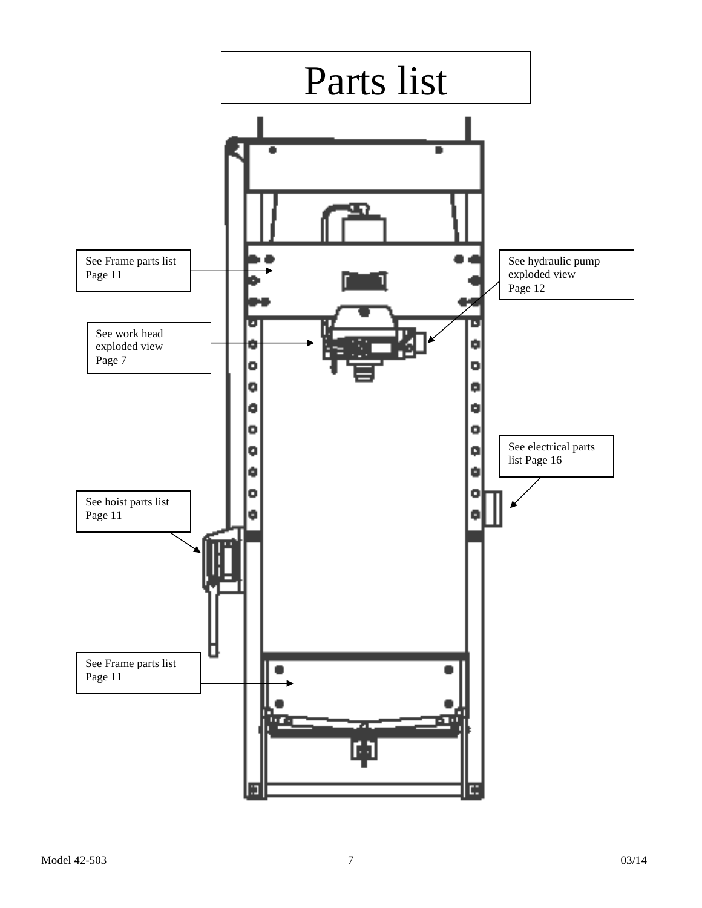# Parts list

See Frame parts list Page 11

See hydraulic pump exploded view Page 12

See work head exploded view Page 7

See electrical parts list Page 16

See hoist parts list Page 11

See Frame parts list Page 11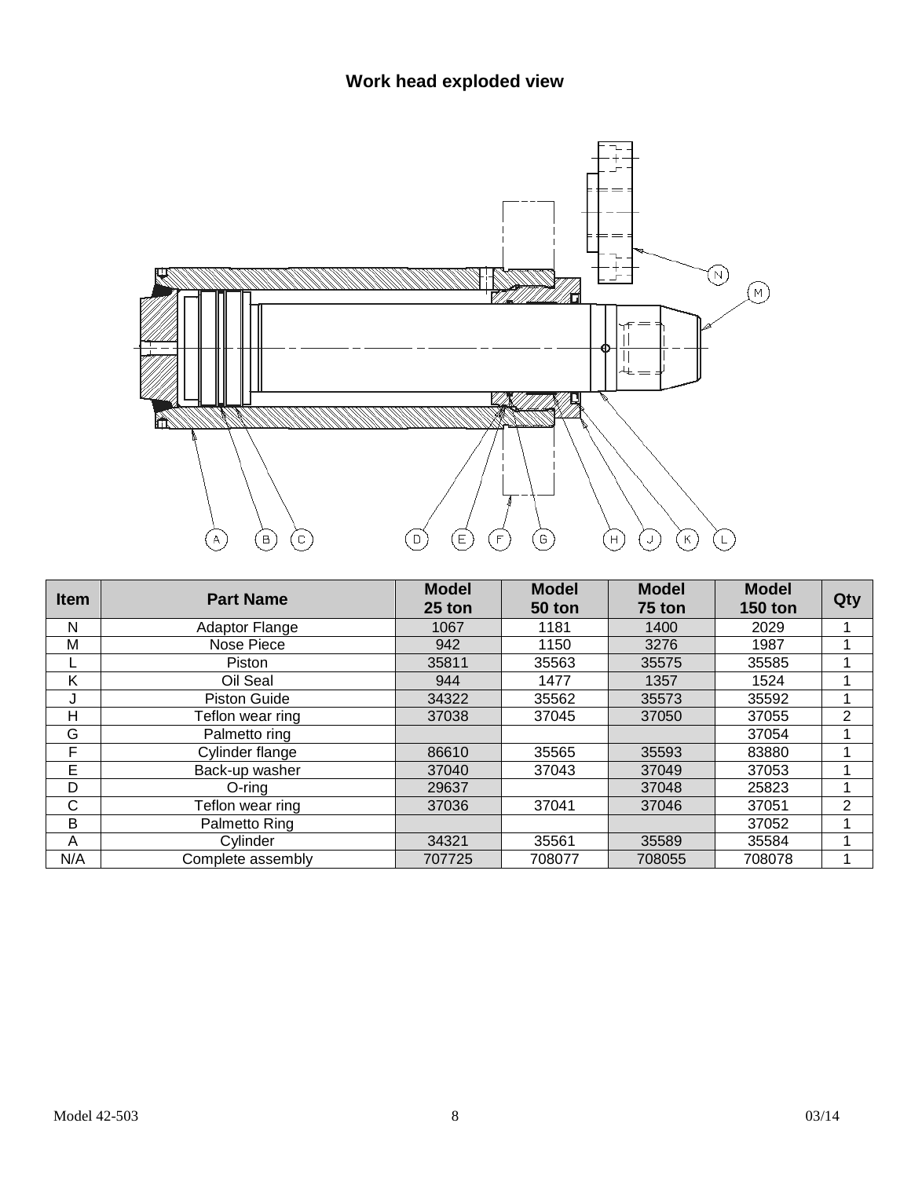## Work head exploded view

| Item | Part Name | Model 25 ton | Model 50 ton | Model 75 ton | Model 150 ton | Qty |
|---|---|---|---|---|---|---|
| N | Adaptor Flange | 1067 | 1181 | 1400 | 2029 | 1 |
| M | Nose Piece | 942 | 1150 | 3276 | 1987 | 1 |
| L | Piston | 35811 | 35563 | 35575 | 35585 | 1 |
| K | Oil Seal | 944 | 1477 | 1357 | 1524 | 1 |
| J | Piston Guide | 34322 | 35562 | 35573 | 35592 | 1 |
| H | Teflon wear ring | 37038 | 37045 | 37050 | 37055 | 2 |
| G | Palmetto ring | | | | 37054 | 1 |
| F | Cylinder flange | 86610 | 35565 | 35593 | 83880 | 1 |
| E | Back-up washer | 37040 | 37043 | 37049 | 37053 | 1 |
| D | O-ring | 29637 | | 37048 | 25823 | 1 |
| C | Teflon wear ring | 37036 | 37041 | 37046 | 37051 | 2 |
| B | Palmetto Ring | | | | 37052 | 1 |
| A | Cylinder | 34321 | 35561 | 35589 | 35584 | 1 |
| N/A | Complete assembly | 707725 | 708077 | 708055 | 708078 | 1 |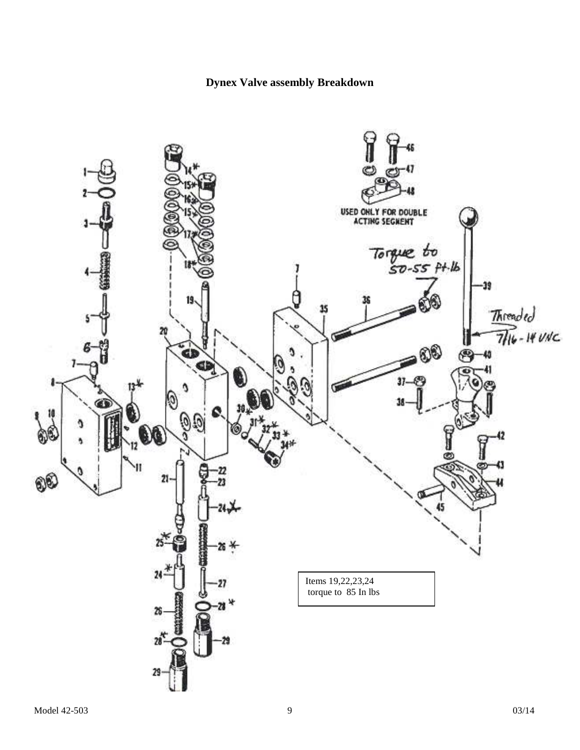**Dynex Valve assembly Breakdown**

USED ONLY FOR DOUBLE ACTING SEGMENT

Torque to 50-55 ft-lb

Threaded 7/16 - 14 UNC

Items 19,22,23,24 torque to 85 In lbs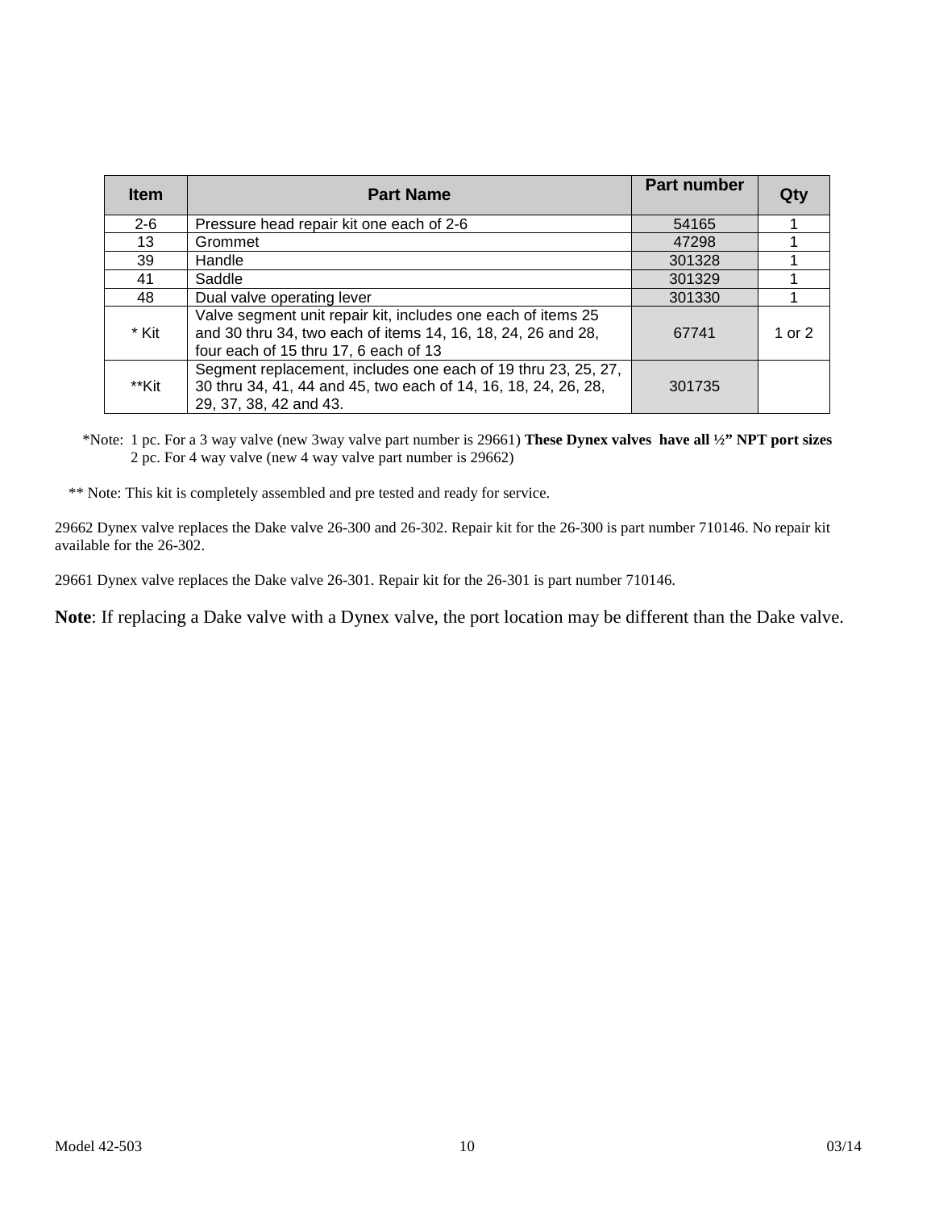| Item | Part Name | Part number | Qty |
|---|---|---|---|
| 2-6 | Pressure head repair kit one each of 2-6 | 54165 | 1 |
| 13 | Grommet | 47298 | 1 |
| 39 | Handle | 301328 | 1 |
| 41 | Saddle | 301329 | 1 |
| 48 | Dual valve operating lever | 301330 | 1 |
| * Kit | Valve segment unit repair kit, includes one each of items 25 and 30 thru 34, two each of items 14, 16, 18, 24, 26 and 28, four each of 15 thru 17, 6 each of 13 | 67741 | 1 or 2 |
| **Kit | Segment replacement, includes one each of 19 thru 23, 25, 27, 30 thru 34, 41, 44 and 45, two each of 14, 16, 18, 24, 26, 28, 29, 37, 38, 42 and 43. | 301735 | |

*Note: 1 pc. For a 3 way valve (new 3way valve part number is 29661) **These Dynex valves have all ½” NPT port sizes**
2 pc. For 4 way valve (new 4 way valve part number is 29662)

** Note: This kit is completely assembled and pre tested and ready for service.

29662 Dynex valve replaces the Dake valve 26-300 and 26-302. Repair kit for the 26-300 is part number 710146. No repair kit available for the 26-302.

29661 Dynex valve replaces the Dake valve 26-301. Repair kit for the 26-301 is part number 710146.

**Note**: If replacing a Dake valve with a Dynex valve, the port location may be different than the Dake valve.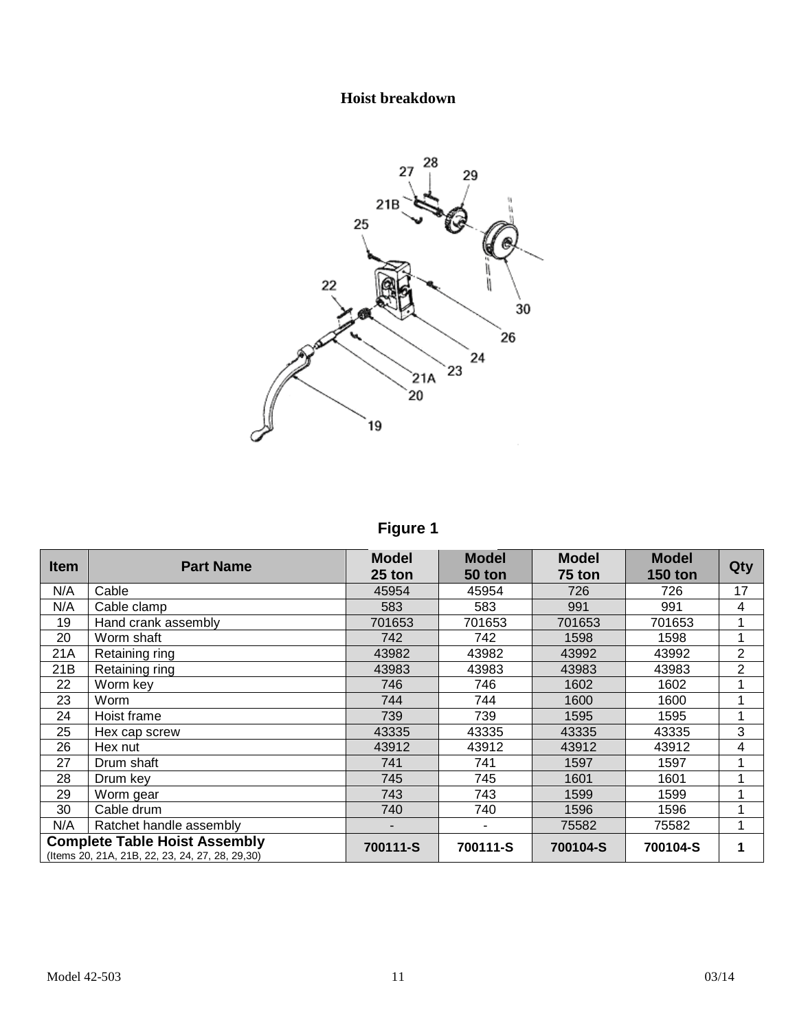## Hoist breakdown

**Figure 1**

| Item | Part Name | Model 25 ton | Model 50 ton | Model 75 ton | Model 150 ton | Qty |
|---|---|---|---|---|---|---|
| N/A | Cable | 45954 | 45954 | 726 | 726 | 17 |
| N/A | Cable clamp | 583 | 583 | 991 | 991 | 4 |
| 19 | Hand crank assembly | 701653 | 701653 | 701653 | 701653 | 1 |
| 20 | Worm shaft | 742 | 742 | 1598 | 1598 | 1 |
| 21A | Retaining ring | 43982 | 43982 | 43992 | 43992 | 2 |
| 21B | Retaining ring | 43983 | 43983 | 43983 | 43983 | 2 |
| 22 | Worm key | 746 | 746 | 1602 | 1602 | 1 |
| 23 | Worm | 744 | 744 | 1600 | 1600 | 1 |
| 24 | Hoist frame | 739 | 739 | 1595 | 1595 | 1 |
| 25 | Hex cap screw | 43335 | 43335 | 43335 | 43335 | 3 |
| 26 | Hex nut | 43912 | 43912 | 43912 | 43912 | 4 |
| 27 | Drum shaft | 741 | 741 | 1597 | 1597 | 1 |
| 28 | Drum key | 745 | 745 | 1601 | 1601 | 1 |
| 29 | Worm gear | 743 | 743 | 1599 | 1599 | 1 |
| 30 | Cable drum | 740 | 740 | 1596 | 1596 | 1 |
| N/A | Ratchet handle assembly | - | - | 75582 | 75582 | 1 |
| **Complete Table Hoist Assembly** (Items 20, 21A, 21B, 22, 23, 24, 27, 28, 29,30) | | **700111-S** | **700111-S** | **700104-S** | **700104-S** | **1** |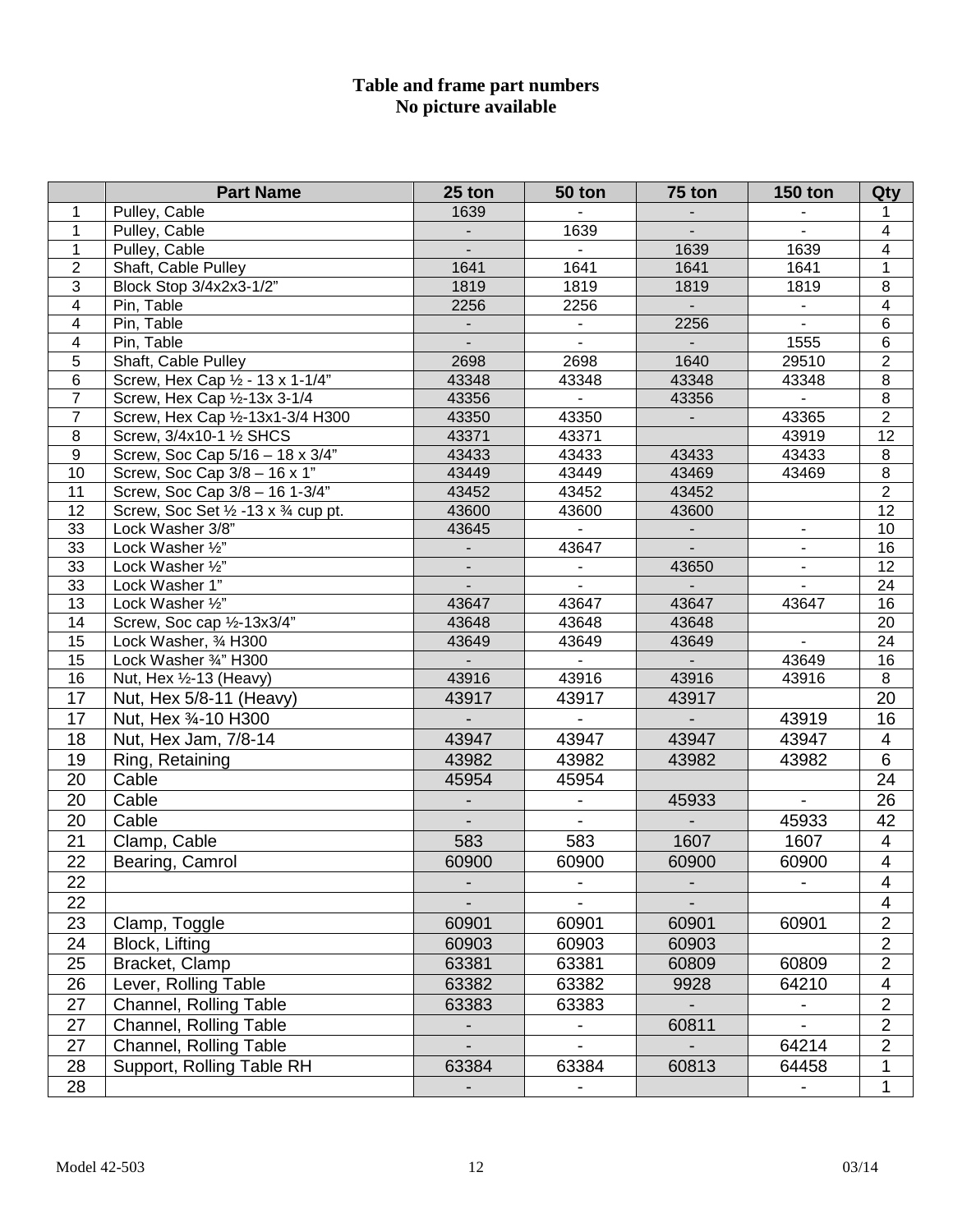**Table and frame part numbers**
**No picture available**

| | Part Name | 25 ton | 50 ton | 75 ton | 150 ton | Qty |
|---|---|---|---|---|---|---|
| 1 | Pulley, Cable | 1639 | - | - | - | 1 |
| 1 | Pulley, Cable | - | 1639 | - | - | 4 |
| 1 | Pulley, Cable | - | - | 1639 | 1639 | 4 |
| 2 | Shaft, Cable Pulley | 1641 | 1641 | 1641 | 1641 | 1 |
| 3 | Block Stop 3/4x2x3-1/2” | 1819 | 1819 | 1819 | 1819 | 8 |
| 4 | Pin, Table | 2256 | 2256 | - | - | 4 |
| 4 | Pin, Table | - | - | 2256 | - | 6 |
| 4 | Pin, Table | - | - | - | 1555 | 6 |
| 5 | Shaft, Cable Pulley | 2698 | 2698 | 1640 | 29510 | 2 |
| 6 | Screw, Hex Cap ½ - 13 x 1-1/4” | 43348 | 43348 | 43348 | 43348 | 8 |
| 7 | Screw, Hex Cap ½-13x 3-1/4 | 43356 | - | 43356 | - | 8 |
| 7 | Screw, Hex Cap ½-13x1-3/4 H300 | 43350 | 43350 | - | 43365 | 2 |
| 8 | Screw, 3/4x10-1 ½ SHCS | 43371 | 43371 | | 43919 | 12 |
| 9 | Screw, Soc Cap 5/16 – 18 x 3/4” | 43433 | 43433 | 43433 | 43433 | 8 |
| 10 | Screw, Soc Cap 3/8 – 16 x 1” | 43449 | 43449 | 43469 | 43469 | 8 |
| 11 | Screw, Soc Cap 3/8 – 16 1-3/4” | 43452 | 43452 | 43452 | | 2 |
| 12 | Screw, Soc Set ½ -13 x ¾ cup pt. | 43600 | 43600 | 43600 | | 12 |
| 33 | Lock Washer 3/8” | 43645 | - | - | - | 10 |
| 33 | Lock Washer ½” | - | 43647 | - | - | 16 |
| 33 | Lock Washer ½” | - | - | 43650 | - | 12 |
| 33 | Lock Washer 1” | - | - | - | - | 24 |
| 13 | Lock Washer ½” | 43647 | 43647 | 43647 | 43647 | 16 |
| 14 | Screw, Soc cap ½-13x3/4” | 43648 | 43648 | 43648 | | 20 |
| 15 | Lock Washer, ¾ H300 | 43649 | 43649 | 43649 | - | 24 |
| 15 | Lock Washer ¾” H300 | - | - | - | 43649 | 16 |
| 16 | Nut, Hex ½-13 (Heavy) | 43916 | 43916 | 43916 | 43916 | 8 |
| 17 | Nut, Hex 5/8-11 (Heavy) | 43917 | 43917 | 43917 | | 20 |
| 17 | Nut, Hex ¾-10 H300 | - | - | - | 43919 | 16 |
| 18 | Nut, Hex Jam, 7/8-14 | 43947 | 43947 | 43947 | 43947 | 4 |
| 19 | Ring, Retaining | 43982 | 43982 | 43982 | 43982 | 6 |
| 20 | Cable | 45954 | 45954 | | | 24 |
| 20 | Cable | - | - | 45933 | - | 26 |
| 20 | Cable | - | - | - | 45933 | 42 |
| 21 | Clamp, Cable | 583 | 583 | 1607 | 1607 | 4 |
| 22 | Bearing, Camrol | 60900 | 60900 | 60900 | 60900 | 4 |
| 22 | | - | - | - | - | 4 |
| 22 | | - | - | - | | 4 |
| 23 | Clamp, Toggle | 60901 | 60901 | 60901 | 60901 | 2 |
| 24 | Block, Lifting | 60903 | 60903 | 60903 | | 2 |
| 25 | Bracket, Clamp | 63381 | 63381 | 60809 | 60809 | 2 |
| 26 | Lever, Rolling Table | 63382 | 63382 | 9928 | 64210 | 4 |
| 27 | Channel, Rolling Table | 63383 | 63383 | - | - | 2 |
| 27 | Channel, Rolling Table | - | - | 60811 | - | 2 |
| 27 | Channel, Rolling Table | - | - | - | 64214 | 2 |
| 28 | Support, Rolling Table RH | 63384 | 63384 | 60813 | 64458 | 1 |
| 28 | | - | - | | - | 1 |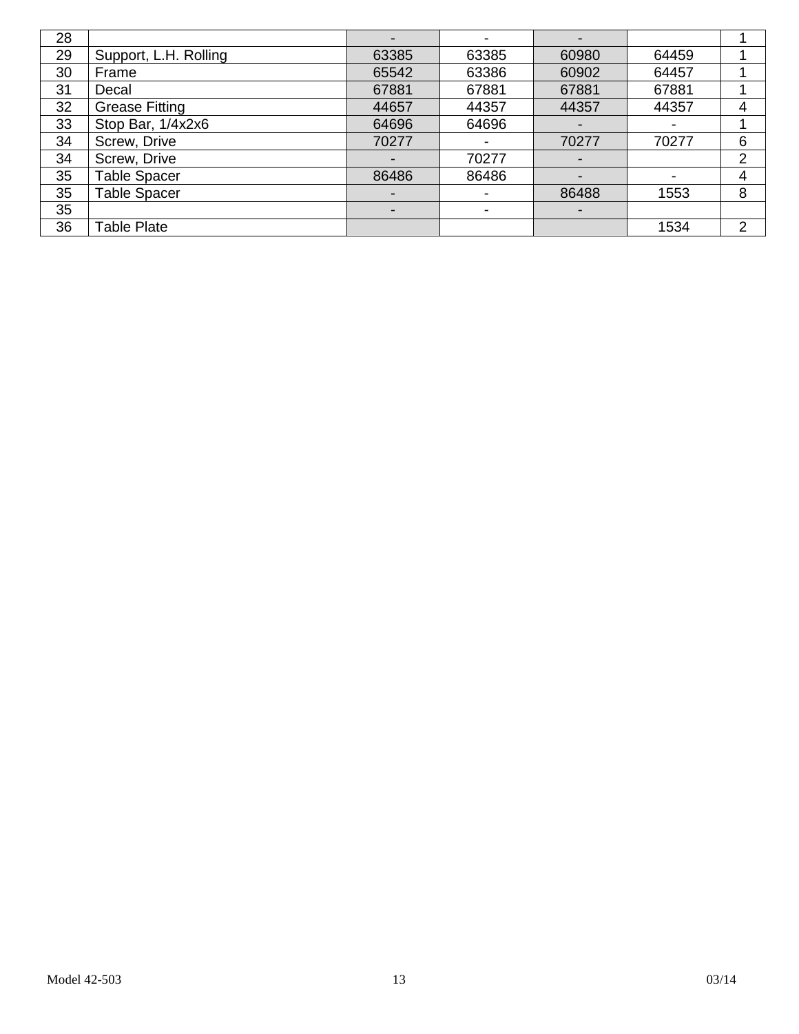| 28 | | - | - | - | | 1 |
|---|---|---|---|---|---|---|
| 29 | Support, L.H. Rolling | 63385 | 63385 | 60980 | 64459 | 1 |
| 30 | Frame | 65542 | 63386 | 60902 | 64457 | 1 |
| 31 | Decal | 67881 | 67881 | 67881 | 67881 | 1 |
| 32 | Grease Fitting | 44657 | 44357 | 44357 | 44357 | 4 |
| 33 | Stop Bar, 1/4x2x6 | 64696 | 64696 | - | - | 1 |
| 34 | Screw, Drive | 70277 | - | 70277 | 70277 | 6 |
| 34 | Screw, Drive | - | 70277 | - | | 2 |
| 35 | Table Spacer | 86486 | 86486 | - | - | 4 |
| 35 | Table Spacer | - | - | 86488 | 1553 | 8 |
| 35 | | - | - | - | | |
| 36 | Table Plate | | | | 1534 | 2 |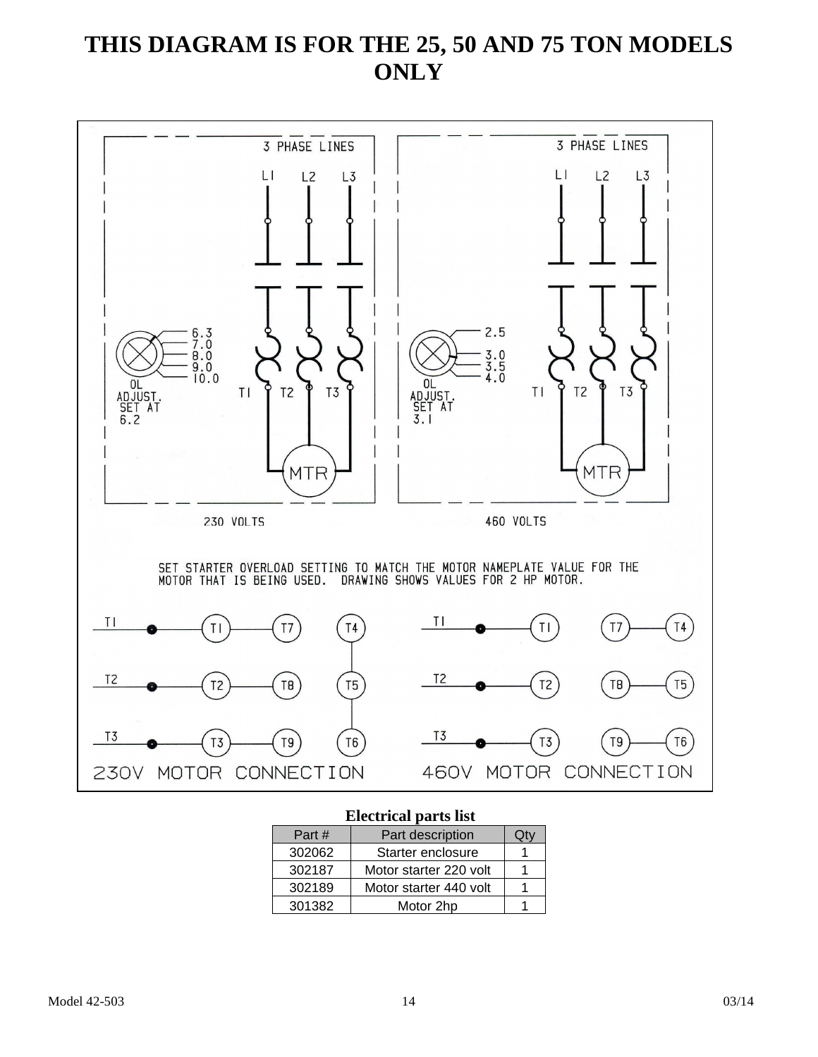# THIS DIAGRAM IS FOR THE 25, 50 AND 75 TON MODELS ONLY

3 PHASE LINES

L1 L2 L3

6.3
7.0
8.0
9.0
10.0

OL ADJUST. SET AT 6.2

T1 T2 T3

MTR

230 VOLTS

3 PHASE LINES

L1 L2 L3

2.5
3.0
3.5
4.0

OL ADJUST. SET AT 3.1

T1 T2 T3

MTR

460 VOLTS

SET STARTER OVERLOAD SETTING TO MATCH THE MOTOR NAMEPLATE VALUE FOR THE MOTOR THAT IS BEING USED. DRAWING SHOWS VALUES FOR 2 HP MOTOR.

T1 — T1 — T7 T4
T2 — T2 — T8 T5
T3 — T3 — T9 T6

230V MOTOR CONNECTION

T1 — T1 T7 — T4
T2 — T2 T8 — T5
T3 — T3 T9 — T6

460V MOTOR CONNECTION

**Electrical parts list**

| Part # | Part description | Qty |
|---|---|---|
| 302062 | Starter enclosure | 1 |
| 302187 | Motor starter 220 volt | 1 |
| 302189 | Motor starter 440 volt | 1 |
| 301382 | Motor 2hp | 1 |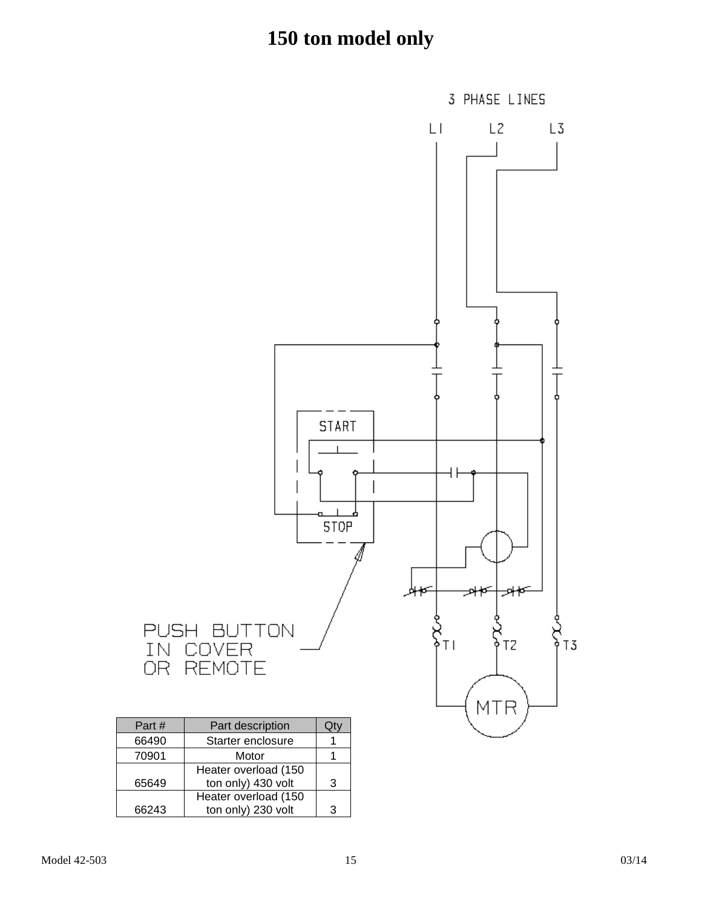# 150 ton model only

3 PHASE LINES

L1 L2 L3

START

STOP

PUSH BUTTON IN COVER OR REMOTE

T1 T2 T3

MTR

| Part # | Part description | Qty |
|---|---|---|
| 66490 | Starter enclosure | 1 |
| 70901 | Motor | 1 |
| 65649 | Heater overload (150 ton only) 430 volt | 3 |
| 66243 | Heater overload (150 ton only) 230 volt | 3 |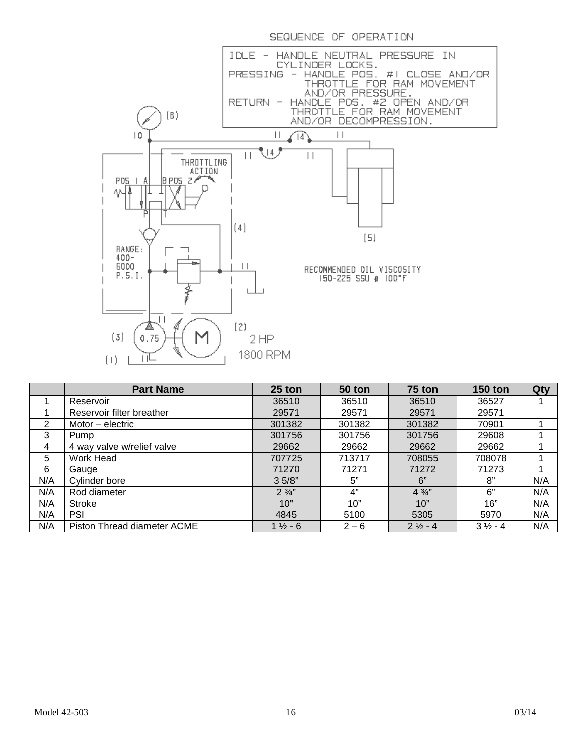SEQUENCE OF OPERATION

IDLE – HANDLE NEUTRAL PRESSURE IN CYLINDER LOCKS.
PRESSING – HANDLE POS. #1 CLOSE AND/OR THROTTLE FOR RAM MOVEMENT AND/OR PRESSURE.
RETURN – HANDLE POS. #2 OPEN AND/OR THROTTLE FOR RAM MOVEMENT AND/OR DECOMPRESSION.

(6)
10
11
14
THROTTLING ACTION
POS 1 A B POS 2
P T
(4)
(5)
RANGE: 400-6000 P.S.I.
RECOMMENDED OIL VISCOSITY 150-225 SSU @ 100°F
(2)
(3) 0.75 M
2 HP
1800 RPM
(1)

| | Part Name | 25 ton | 50 ton | 75 ton | 150 ton | Qty |
|---|---|---|---|---|---|---|
| 1 | Reservoir | 36510 | 36510 | 36510 | 36527 | 1 |
| 1 | Reservoir filter breather | 29571 | 29571 | 29571 | 29571 | |
| 2 | Motor – electric | 301382 | 301382 | 301382 | 70901 | 1 |
| 3 | Pump | 301756 | 301756 | 301756 | 29608 | 1 |
| 4 | 4 way valve w/relief valve | 29662 | 29662 | 29662 | 29662 | 1 |
| 5 | Work Head | 707725 | 713717 | 708055 | 708078 | 1 |
| 6 | Gauge | 71270 | 71271 | 71272 | 71273 | 1 |
| N/A | Cylinder bore | 3 5/8” | 5” | 6” | 8” | N/A |
| N/A | Rod diameter | 2 ¾” | 4” | 4 ¾” | 6” | N/A |
| N/A | Stroke | 10” | 10” | 10” | 16” | N/A |
| N/A | PSI | 4845 | 5100 | 5305 | 5970 | N/A |
| N/A | Piston Thread diameter ACME | 1 ½ - 6 | 2 – 6 | 2 ½ - 4 | 3 ½ - 4 | N/A |